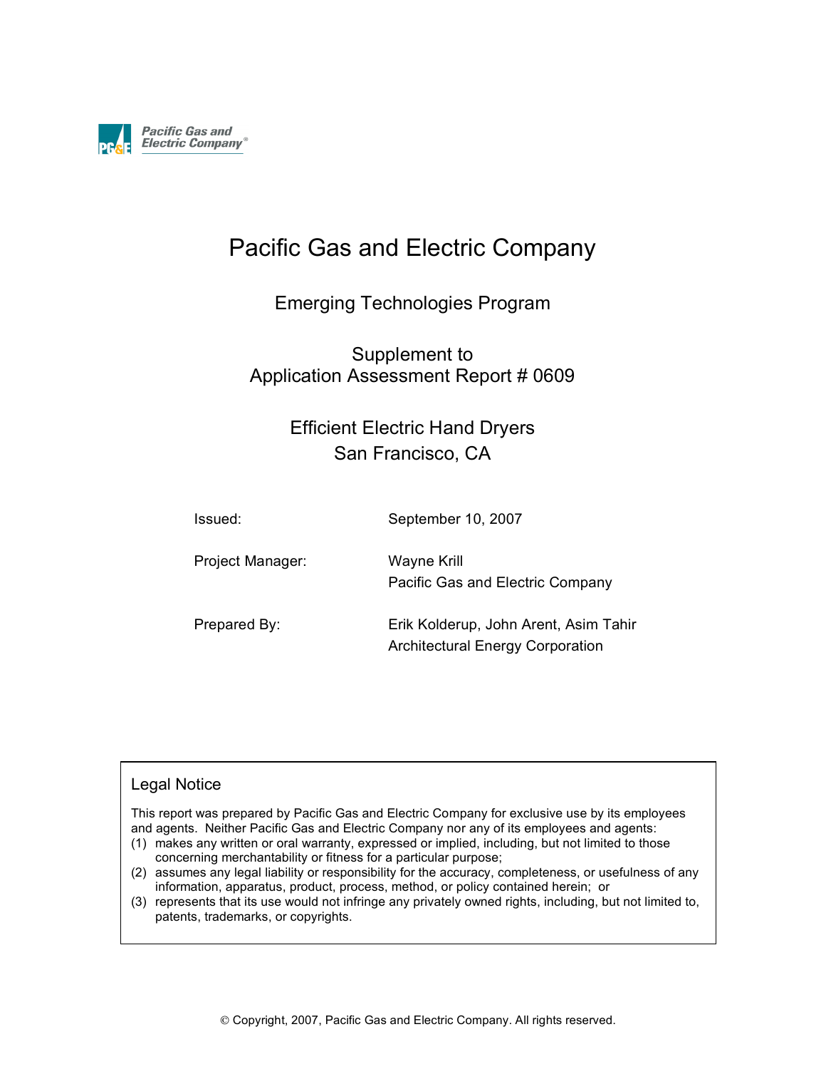Pacific Gas and Electric Company®

# Pacific Gas and Electric Company

## Emerging Technologies Program

## Supplement to Application Assessment Report # 0609

## Efficient Electric Hand Dryers San Francisco, CA

| | |
|---|---|
| Issued: | September 10, 2007 |
| Project Manager: | Wayne Krill<br>Pacific Gas and Electric Company |
| Prepared By: | Erik Kolderup, John Arent, Asim Tahir<br>Architectural Energy Corporation |

### Legal Notice

This report was prepared by Pacific Gas and Electric Company for exclusive use by its employees and agents. Neither Pacific Gas and Electric Company nor any of its employees and agents:

(1) makes any written or oral warranty, expressed or implied, including, but not limited to those concerning merchantability or fitness for a particular purpose;

(2) assumes any legal liability or responsibility for the accuracy, completeness, or usefulness of any information, apparatus, product, process, method, or policy contained herein; or

(3) represents that its use would not infringe any privately owned rights, including, but not limited to, patents, trademarks, or copyrights.

© Copyright, 2007, Pacific Gas and Electric Company. All rights reserved.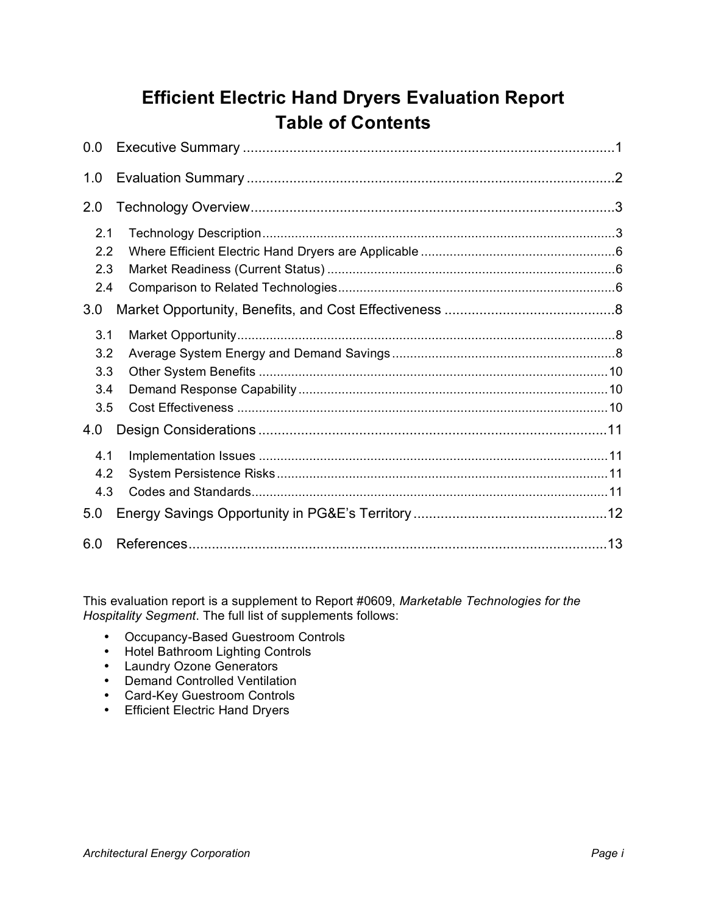# Efficient Electric Hand Dryers Evaluation Report
# Table of Contents

0.0 Executive Summary ........................................................................................1

1.0 Evaluation Summary ........................................................................................2

2.0 Technology Overview........................................................................................3

- 2.1 Technology Description........................................................................................3
- 2.2 Where Efficient Electric Hand Dryers are Applicable ........................................6
- 2.3 Market Readiness (Current Status) ...................................................................6
- 2.4 Comparison to Related Technologies................................................................6

3.0 Market Opportunity, Benefits, and Cost Effectiveness ....................................8

- 3.1 Market Opportunity........................................................................................8
- 3.2 Average System Energy and Demand Savings ..................................................8
- 3.3 Other System Benefits ...................................................................................10
- 3.4 Demand Response Capability ........................................................................10
- 3.5 Cost Effectiveness .........................................................................................10

4.0 Design Considerations ........................................................................................11

- 4.1 Implementation Issues ...................................................................................11
- 4.2 System Persistence Risks..............................................................................11
- 4.3 Codes and Standards.....................................................................................11

5.0 Energy Savings Opportunity in PG&E's Territory ..............................................12

6.0 References........................................................................................................13

This evaluation report is a supplement to Report #0609, *Marketable Technologies for the Hospitality Segment*. The full list of supplements follows:

- Occupancy-Based Guestroom Controls
- Hotel Bathroom Lighting Controls
- Laundry Ozone Generators
- Demand Controlled Ventilation
- Card-Key Guestroom Controls
- Efficient Electric Hand Dryers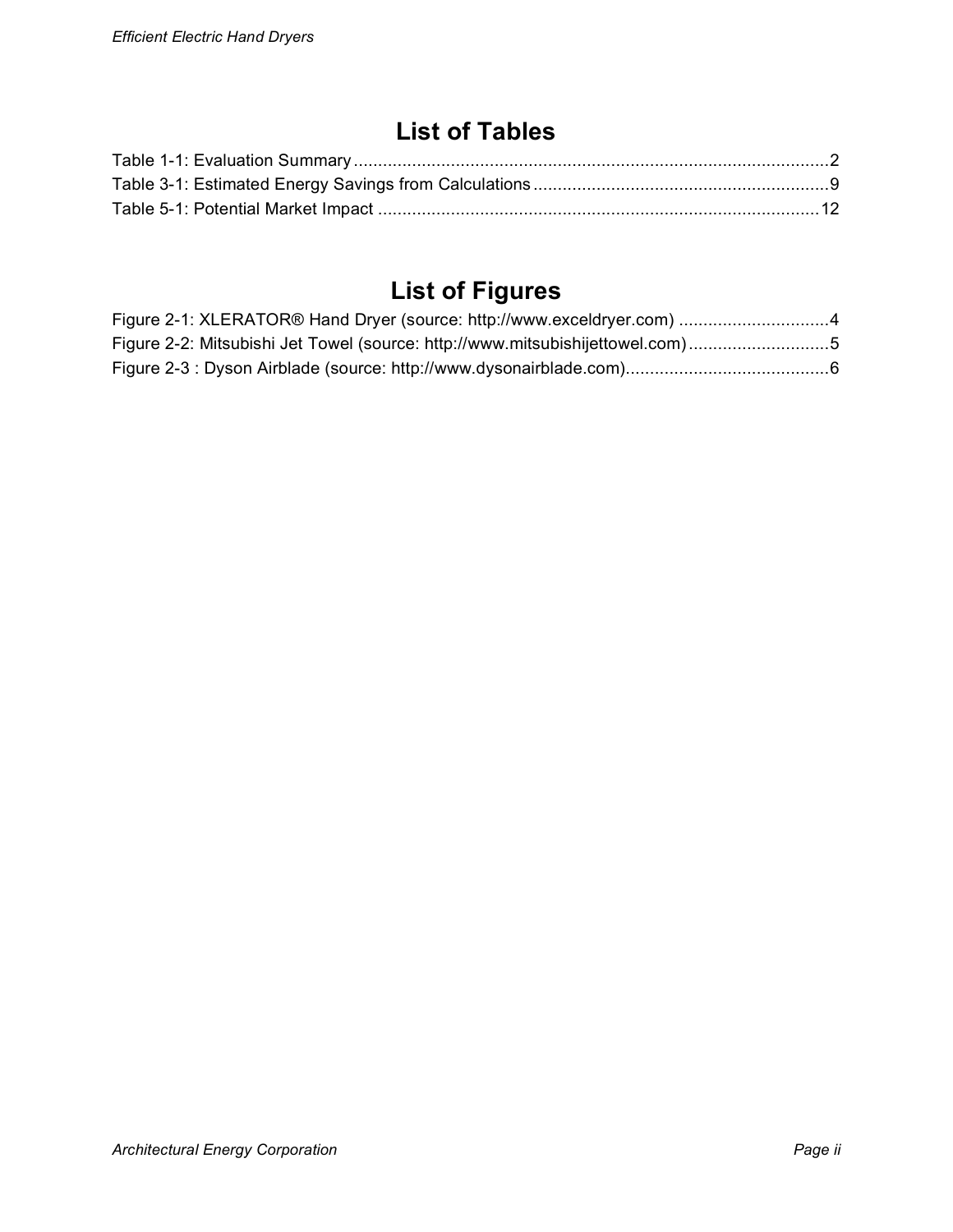# List of Tables

Table 1-1: Evaluation Summary....................................................................................................2
Table 3-1: Estimated Energy Savings from Calculations.............................................................9
Table 5-1: Potential Market Impact ............................................................................................12

# List of Figures

Figure 2-1: XLERATOR® Hand Dryer (source: http://www.exceldryer.com) ...............................4
Figure 2-2: Mitsubishi Jet Towel (source: http://www.mitsubishijettowel.com).............................5
Figure 2-3 : Dyson Airblade (source: http://www.dysonairblade.com)..........................................6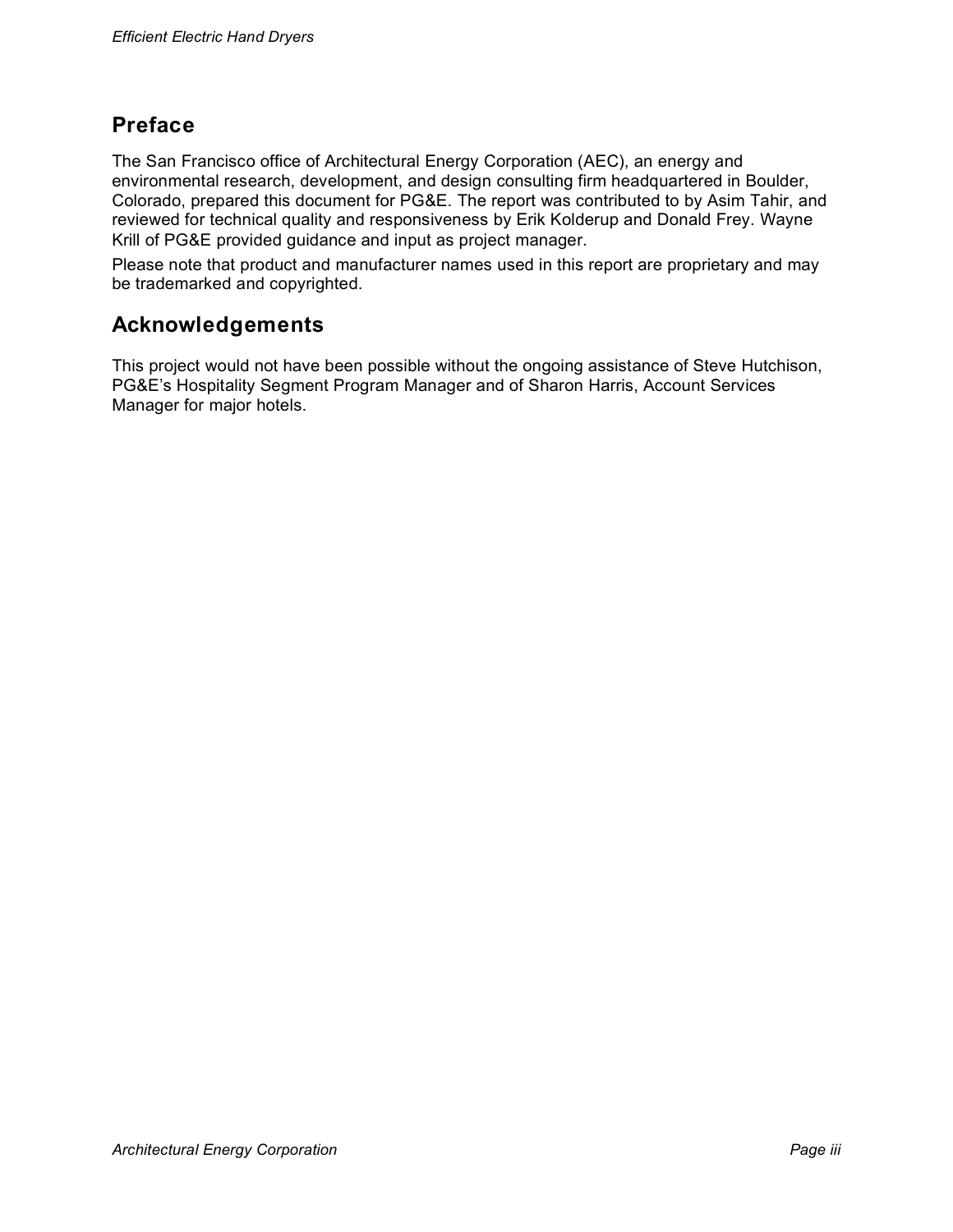## Preface

The San Francisco office of Architectural Energy Corporation (AEC), an energy and environmental research, development, and design consulting firm headquartered in Boulder, Colorado, prepared this document for PG&E. The report was contributed to by Asim Tahir, and reviewed for technical quality and responsiveness by Erik Kolderup and Donald Frey. Wayne Krill of PG&E provided guidance and input as project manager.

Please note that product and manufacturer names used in this report are proprietary and may be trademarked and copyrighted.

## Acknowledgements

This project would not have been possible without the ongoing assistance of Steve Hutchison, PG&E's Hospitality Segment Program Manager and of Sharon Harris, Account Services Manager for major hotels.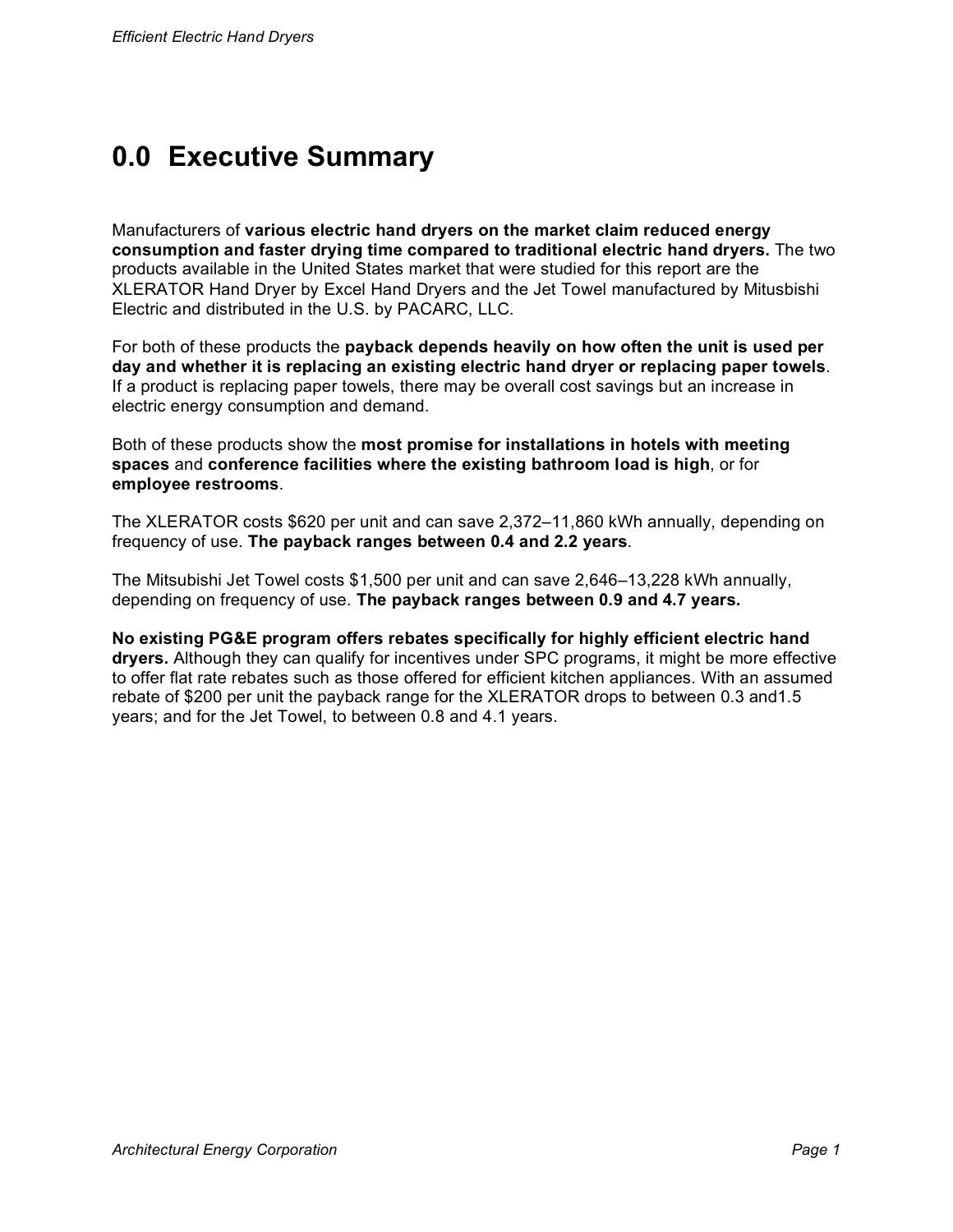# 0.0 Executive Summary

Manufacturers of **various electric hand dryers on the market claim reduced energy consumption and faster drying time compared to traditional electric hand dryers.** The two products available in the United States market that were studied for this report are the XLERATOR Hand Dryer by Excel Hand Dryers and the Jet Towel manufactured by Mitusbishi Electric and distributed in the U.S. by PACARC, LLC.

For both of these products the **payback depends heavily on how often the unit is used per day and whether it is replacing an existing electric hand dryer or replacing paper towels**. If a product is replacing paper towels, there may be overall cost savings but an increase in electric energy consumption and demand.

Both of these products show the **most promise for installations in hotels with meeting spaces** and **conference facilities where the existing bathroom load is high**, or for **employee restrooms**.

The XLERATOR costs $620 per unit and can save 2,372–11,860 kWh annually, depending on frequency of use. **The payback ranges between 0.4 and 2.2 years**.

The Mitsubishi Jet Towel costs $1,500 per unit and can save 2,646–13,228 kWh annually, depending on frequency of use. **The payback ranges between 0.9 and 4.7 years.**

**No existing PG&E program offers rebates specifically for highly efficient electric hand dryers.** Although they can qualify for incentives under SPC programs, it might be more effective to offer flat rate rebates such as those offered for efficient kitchen appliances. With an assumed rebate of $200 per unit the payback range for the XLERATOR drops to between 0.3 and1.5 years; and for the Jet Towel, to between 0.8 and 4.1 years.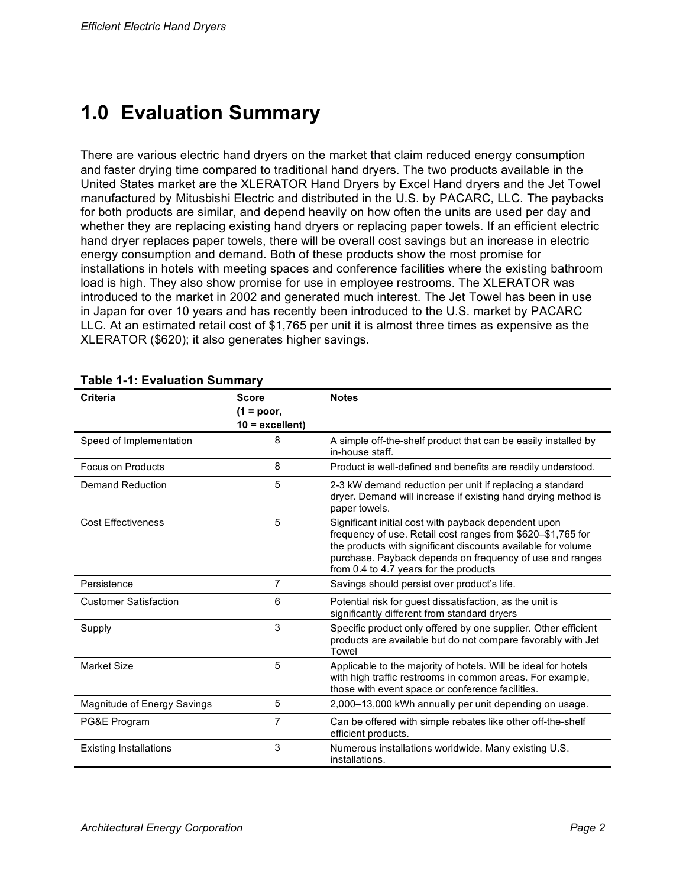# 1.0 Evaluation Summary

There are various electric hand dryers on the market that claim reduced energy consumption and faster drying time compared to traditional hand dryers. The two products available in the United States market are the XLERATOR Hand Dryers by Excel Hand dryers and the Jet Towel manufactured by Mitusbishi Electric and distributed in the U.S. by PACARC, LLC. The paybacks for both products are similar, and depend heavily on how often the units are used per day and whether they are replacing existing hand dryers or replacing paper towels. If an efficient electric hand dryer replaces paper towels, there will be overall cost savings but an increase in electric energy consumption and demand. Both of these products show the most promise for installations in hotels with meeting spaces and conference facilities where the existing bathroom load is high. They also show promise for use in employee restrooms. The XLERATOR was introduced to the market in 2002 and generated much interest. The Jet Towel has been in use in Japan for over 10 years and has recently been introduced to the U.S. market by PACARC LLC. At an estimated retail cost of $1,765 per unit it is almost three times as expensive as the XLERATOR ($620); it also generates higher savings.

**Table 1-1: Evaluation Summary**

| Criteria | Score (1 = poor, 10 = excellent) | Notes |
|---|---|---|
| Speed of Implementation | 8 | A simple off-the-shelf product that can be easily installed by in-house staff. |
| Focus on Products | 8 | Product is well-defined and benefits are readily understood. |
| Demand Reduction | 5 | 2-3 kW demand reduction per unit if replacing a standard dryer. Demand will increase if existing hand drying method is paper towels. |
| Cost Effectiveness | 5 | Significant initial cost with payback dependent upon frequency of use. Retail cost ranges from $620–$1,765 for the products with significant discounts available for volume purchase. Payback depends on frequency of use and ranges from 0.4 to 4.7 years for the products |
| Persistence | 7 | Savings should persist over product's life. |
| Customer Satisfaction | 6 | Potential risk for guest dissatisfaction, as the unit is significantly different from standard dryers |
| Supply | 3 | Specific product only offered by one supplier. Other efficient products are available but do not compare favorably with Jet Towel |
| Market Size | 5 | Applicable to the majority of hotels. Will be ideal for hotels with high traffic restrooms in common areas. For example, those with event space or conference facilities. |
| Magnitude of Energy Savings | 5 | 2,000–13,000 kWh annually per unit depending on usage. |
| PG&E Program | 7 | Can be offered with simple rebates like other off-the-shelf efficient products. |
| Existing Installations | 3 | Numerous installations worldwide. Many existing U.S. installations. |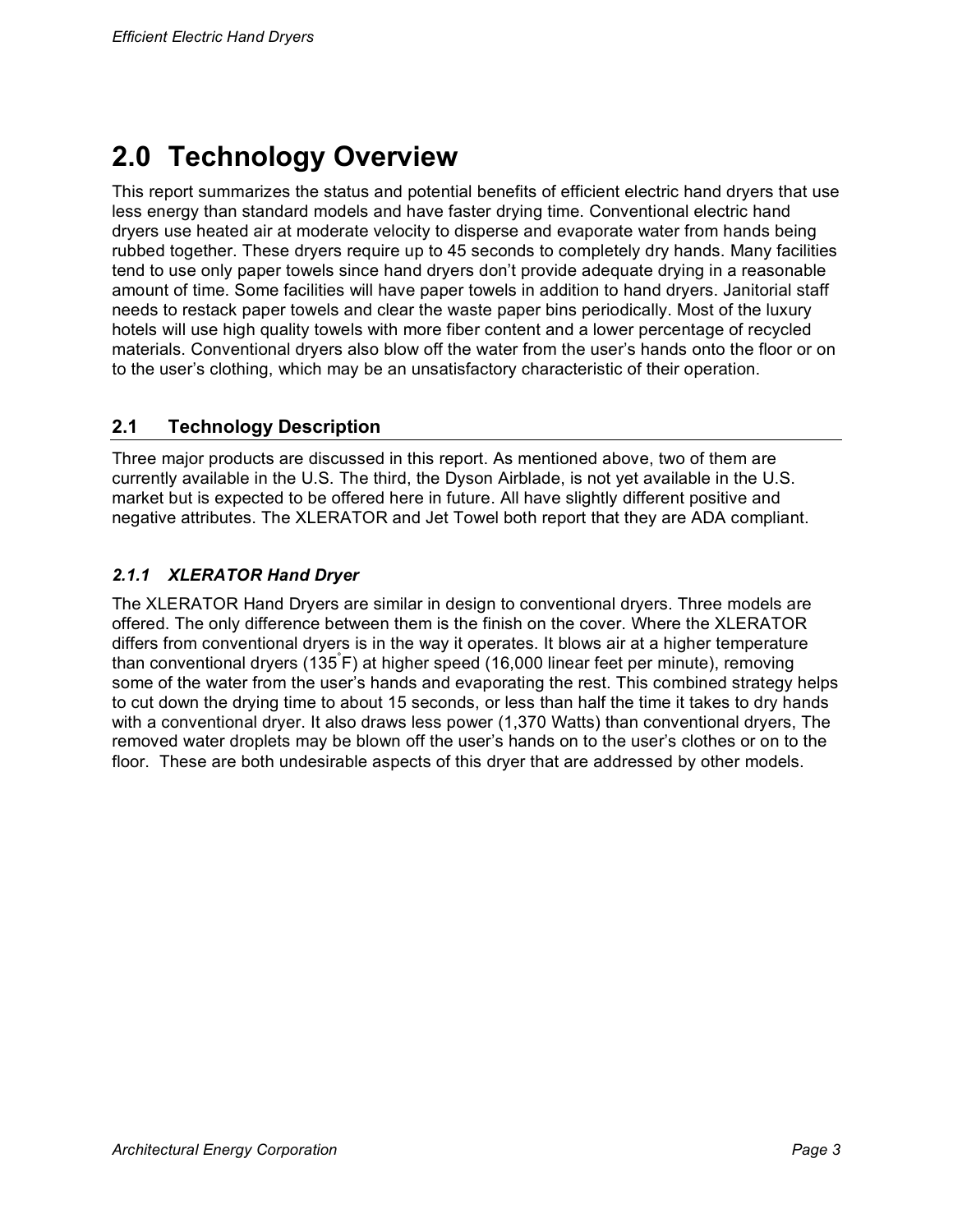# 2.0 Technology Overview

This report summarizes the status and potential benefits of efficient electric hand dryers that use less energy than standard models and have faster drying time. Conventional electric hand dryers use heated air at moderate velocity to disperse and evaporate water from hands being rubbed together. These dryers require up to 45 seconds to completely dry hands. Many facilities tend to use only paper towels since hand dryers don't provide adequate drying in a reasonable amount of time. Some facilities will have paper towels in addition to hand dryers. Janitorial staff needs to restack paper towels and clear the waste paper bins periodically. Most of the luxury hotels will use high quality towels with more fiber content and a lower percentage of recycled materials. Conventional dryers also blow off the water from the user's hands onto the floor or on to the user's clothing, which may be an unsatisfactory characteristic of their operation.

## 2.1 Technology Description

Three major products are discussed in this report. As mentioned above, two of them are currently available in the U.S. The third, the Dyson Airblade, is not yet available in the U.S. market but is expected to be offered here in future. All have slightly different positive and negative attributes. The XLERATOR and Jet Towel both report that they are ADA compliant.

### *2.1.1 XLERATOR Hand Dryer*

The XLERATOR Hand Dryers are similar in design to conventional dryers. Three models are offered. The only difference between them is the finish on the cover. Where the XLERATOR differs from conventional dryers is in the way it operates. It blows air at a higher temperature than conventional dryers (135°F) at higher speed (16,000 linear feet per minute), removing some of the water from the user's hands and evaporating the rest. This combined strategy helps to cut down the drying time to about 15 seconds, or less than half the time it takes to dry hands with a conventional dryer. It also draws less power (1,370 Watts) than conventional dryers, The removed water droplets may be blown off the user's hands on to the user's clothes or on to the floor. These are both undesirable aspects of this dryer that are addressed by other models.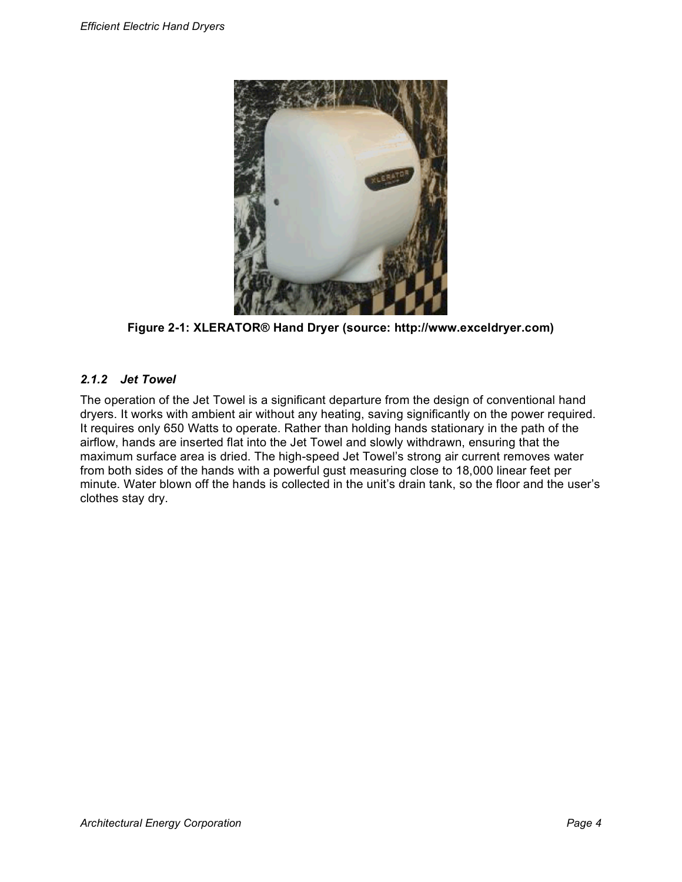Figure 2-1: XLERATOR® Hand Dryer (source: http://www.exceldryer.com)

### *2.1.2 Jet Towel*

The operation of the Jet Towel is a significant departure from the design of conventional hand dryers. It works with ambient air without any heating, saving significantly on the power required. It requires only 650 Watts to operate. Rather than holding hands stationary in the path of the airflow, hands are inserted flat into the Jet Towel and slowly withdrawn, ensuring that the maximum surface area is dried. The high-speed Jet Towel's strong air current removes water from both sides of the hands with a powerful gust measuring close to 18,000 linear feet per minute. Water blown off the hands is collected in the unit's drain tank, so the floor and the user's clothes stay dry.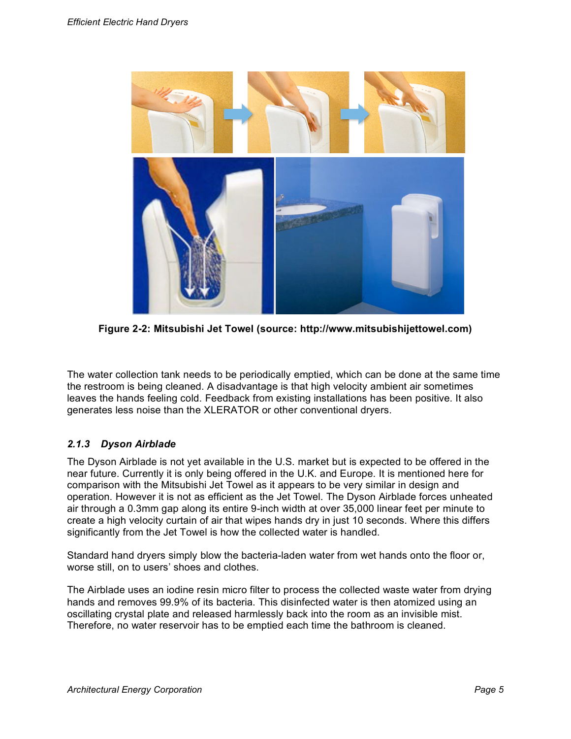**Figure 2-2: Mitsubishi Jet Towel (source: http://www.mitsubishijettowel.com)**

The water collection tank needs to be periodically emptied, which can be done at the same time the restroom is being cleaned. A disadvantage is that high velocity ambient air sometimes leaves the hands feeling cold. Feedback from existing installations has been positive. It also generates less noise than the XLERATOR or other conventional dryers.

### *2.1.3 Dyson Airblade*

The Dyson Airblade is not yet available in the U.S. market but is expected to be offered in the near future. Currently it is only being offered in the U.K. and Europe. It is mentioned here for comparison with the Mitsubishi Jet Towel as it appears to be very similar in design and operation. However it is not as efficient as the Jet Towel. The Dyson Airblade forces unheated air through a 0.3mm gap along its entire 9-inch width at over 35,000 linear feet per minute to create a high velocity curtain of air that wipes hands dry in just 10 seconds. Where this differs significantly from the Jet Towel is how the collected water is handled.

Standard hand dryers simply blow the bacteria-laden water from wet hands onto the floor or, worse still, on to users' shoes and clothes.

The Airblade uses an iodine resin micro filter to process the collected waste water from drying hands and removes 99.9% of its bacteria. This disinfected water is then atomized using an oscillating crystal plate and released harmlessly back into the room as an invisible mist. Therefore, no water reservoir has to be emptied each time the bathroom is cleaned.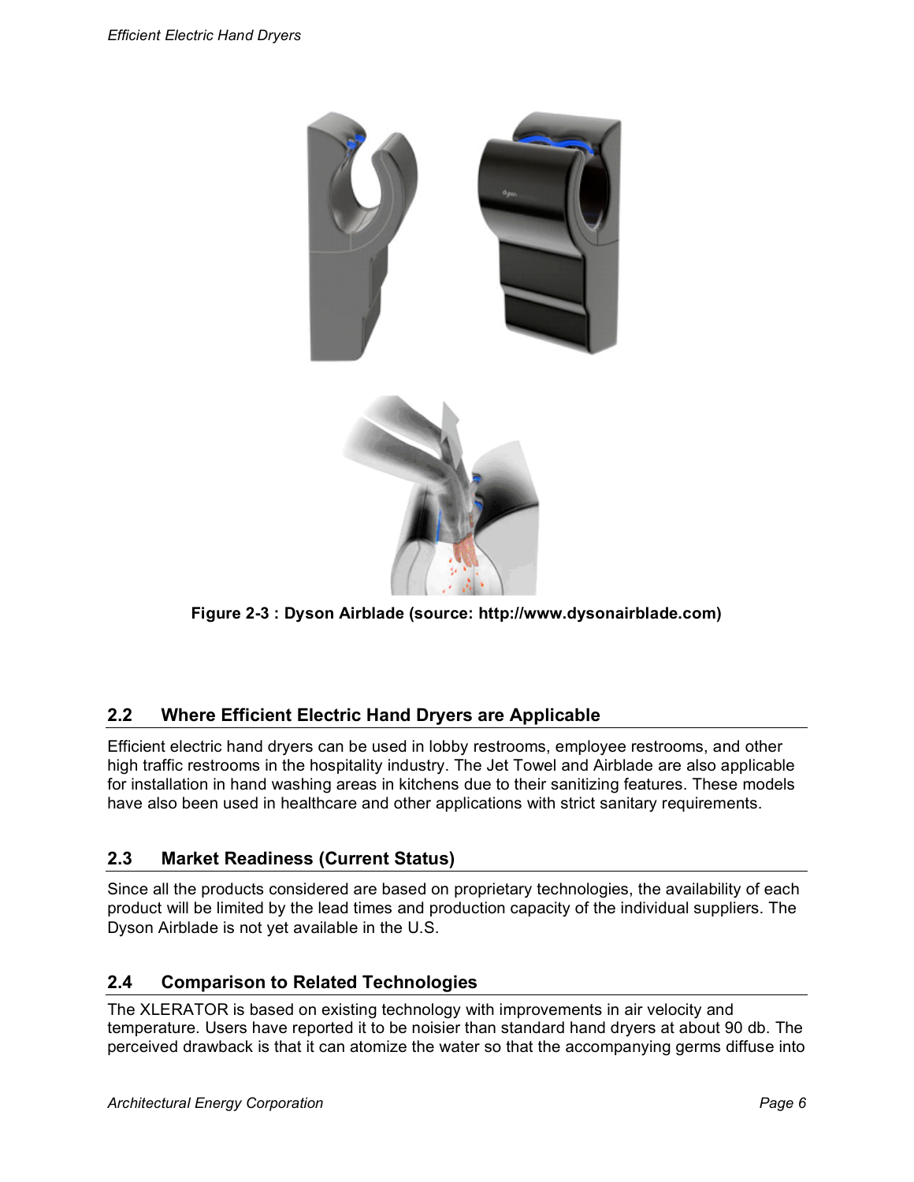Figure 2-3 : Dyson Airblade (source: http://www.dysonairblade.com)

## 2.2 Where Efficient Electric Hand Dryers are Applicable

Efficient electric hand dryers can be used in lobby restrooms, employee restrooms, and other high traffic restrooms in the hospitality industry. The Jet Towel and Airblade are also applicable for installation in hand washing areas in kitchens due to their sanitizing features. These models have also been used in healthcare and other applications with strict sanitary requirements.

## 2.3 Market Readiness (Current Status)

Since all the products considered are based on proprietary technologies, the availability of each product will be limited by the lead times and production capacity of the individual suppliers. The Dyson Airblade is not yet available in the U.S.

## 2.4 Comparison to Related Technologies

The XLERATOR is based on existing technology with improvements in air velocity and temperature. Users have reported it to be noisier than standard hand dryers at about 90 db. The perceived drawback is that it can atomize the water so that the accompanying germs diffuse into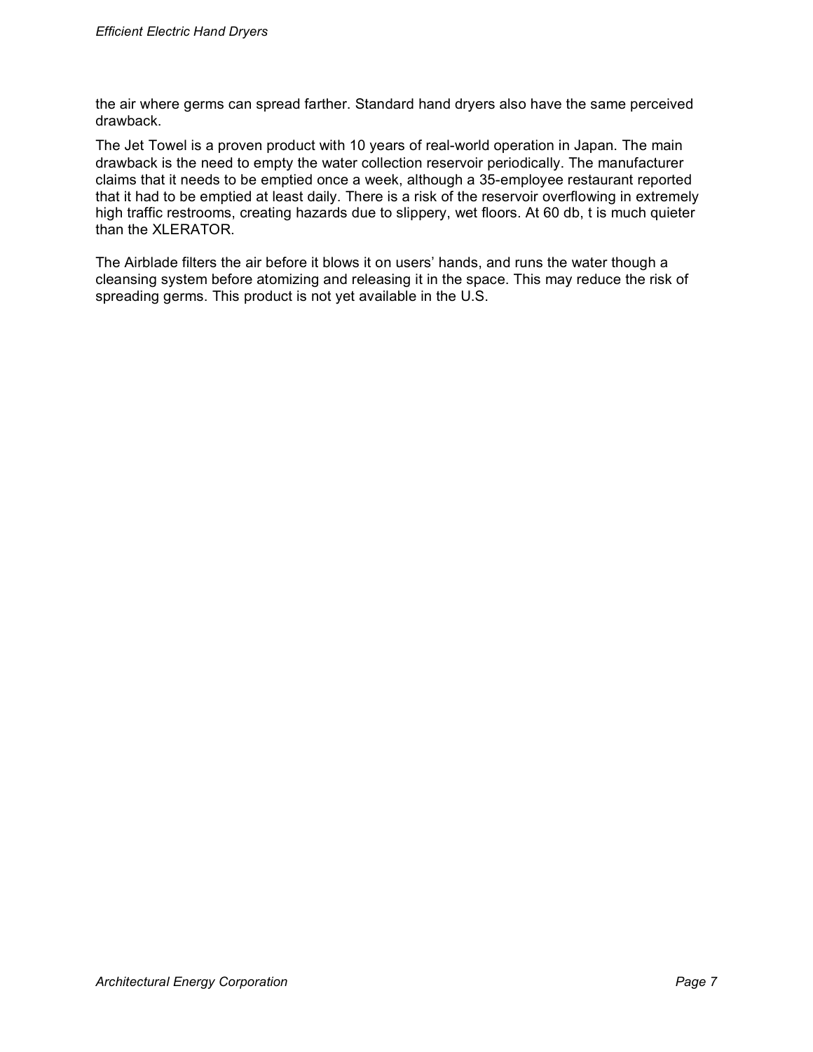the air where germs can spread farther. Standard hand dryers also have the same perceived drawback.

The Jet Towel is a proven product with 10 years of real-world operation in Japan. The main drawback is the need to empty the water collection reservoir periodically. The manufacturer claims that it needs to be emptied once a week, although a 35-employee restaurant reported that it had to be emptied at least daily. There is a risk of the reservoir overflowing in extremely high traffic restrooms, creating hazards due to slippery, wet floors. At 60 db, t is much quieter than the XLERATOR.

The Airblade filters the air before it blows it on users' hands, and runs the water though a cleansing system before atomizing and releasing it in the space. This may reduce the risk of spreading germs. This product is not yet available in the U.S.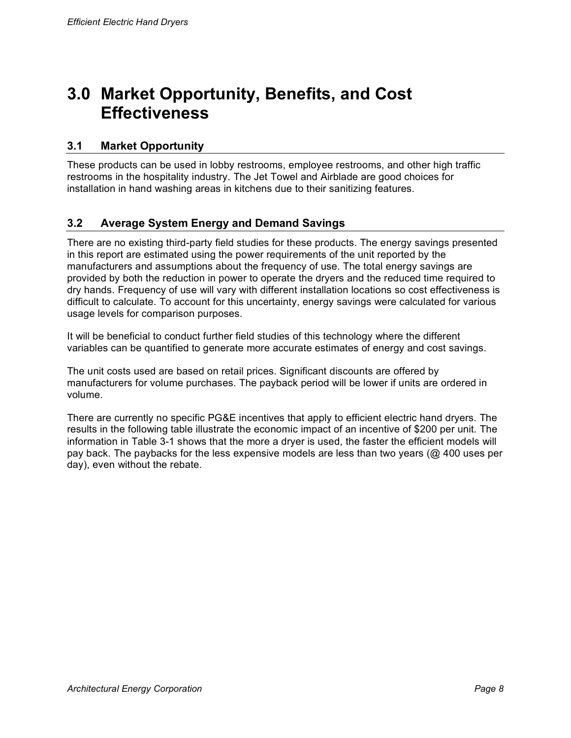# 3.0 Market Opportunity, Benefits, and Cost Effectiveness

## 3.1 Market Opportunity

These products can be used in lobby restrooms, employee restrooms, and other high traffic restrooms in the hospitality industry. The Jet Towel and Airblade are good choices for installation in hand washing areas in kitchens due to their sanitizing features.

## 3.2 Average System Energy and Demand Savings

There are no existing third-party field studies for these products. The energy savings presented in this report are estimated using the power requirements of the unit reported by the manufacturers and assumptions about the frequency of use. The total energy savings are provided by both the reduction in power to operate the dryers and the reduced time required to dry hands. Frequency of use will vary with different installation locations so cost effectiveness is difficult to calculate. To account for this uncertainty, energy savings were calculated for various usage levels for comparison purposes.

It will be beneficial to conduct further field studies of this technology where the different variables can be quantified to generate more accurate estimates of energy and cost savings.

The unit costs used are based on retail prices. Significant discounts are offered by manufacturers for volume purchases. The payback period will be lower if units are ordered in volume.

There are currently no specific PG&E incentives that apply to efficient electric hand dryers. The results in the following table illustrate the economic impact of an incentive of $200 per unit. The information in Table 3-1 shows that the more a dryer is used, the faster the efficient models will pay back. The paybacks for the less expensive models are less than two years (@ 400 uses per day), even without the rebate.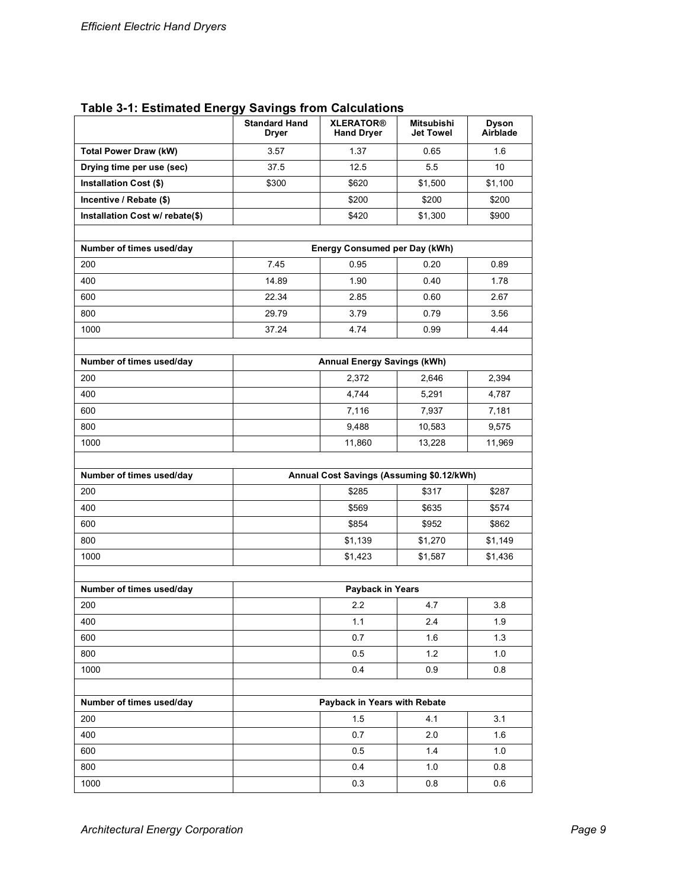**Table 3-1: Estimated Energy Savings from Calculations**

| | Standard Hand Dryer | XLERATOR® Hand Dryer | Mitsubishi Jet Towel | Dyson Airblade |
|---|---|---|---|---|
| **Total Power Draw (kW)** | 3.57 | 1.37 | 0.65 | 1.6 |
| **Drying time per use (sec)** | 37.5 | 12.5 | 5.5 | 10 |
| **Installation Cost ($)** | $300 | $620 | $1,500 | $1,100 |
| **Incentive / Rebate ($)** | | $200 | $200 | $200 |
| **Installation Cost w/ rebate($)** | | $420 | $1,300 | $900 |
| | | | | |
| **Number of times used/day** | **Energy Consumed per Day (kWh)** | | | |
| 200 | 7.45 | 0.95 | 0.20 | 0.89 |
| 400 | 14.89 | 1.90 | 0.40 | 1.78 |
| 600 | 22.34 | 2.85 | 0.60 | 2.67 |
| 800 | 29.79 | 3.79 | 0.79 | 3.56 |
| 1000 | 37.24 | 4.74 | 0.99 | 4.44 |
| | | | | |
| **Number of times used/day** | **Annual Energy Savings (kWh)** | | | |
| 200 | | 2,372 | 2,646 | 2,394 |
| 400 | | 4,744 | 5,291 | 4,787 |
| 600 | | 7,116 | 7,937 | 7,181 |
| 800 | | 9,488 | 10,583 | 9,575 |
| 1000 | | 11,860 | 13,228 | 11,969 |
| | | | | |
| **Number of times used/day** | **Annual Cost Savings (Assuming $0.12/kWh)** | | | |
| 200 | | $285 | $317 | $287 |
| 400 | | $569 | $635 | $574 |
| 600 | | $854 | $952 | $862 |
| 800 | | $1,139 | $1,270 | $1,149 |
| 1000 | | $1,423 | $1,587 | $1,436 |
| | | | | |
| **Number of times used/day** | **Payback in Years** | | | |
| 200 | | 2.2 | 4.7 | 3.8 |
| 400 | | 1.1 | 2.4 | 1.9 |
| 600 | | 0.7 | 1.6 | 1.3 |
| 800 | | 0.5 | 1.2 | 1.0 |
| 1000 | | 0.4 | 0.9 | 0.8 |
| | | | | |
| **Number of times used/day** | **Payback in Years with Rebate** | | | |
| 200 | | 1.5 | 4.1 | 3.1 |
| 400 | | 0.7 | 2.0 | 1.6 |
| 600 | | 0.5 | 1.4 | 1.0 |
| 800 | | 0.4 | 1.0 | 0.8 |
| 1000 | | 0.3 | 0.8 | 0.6 |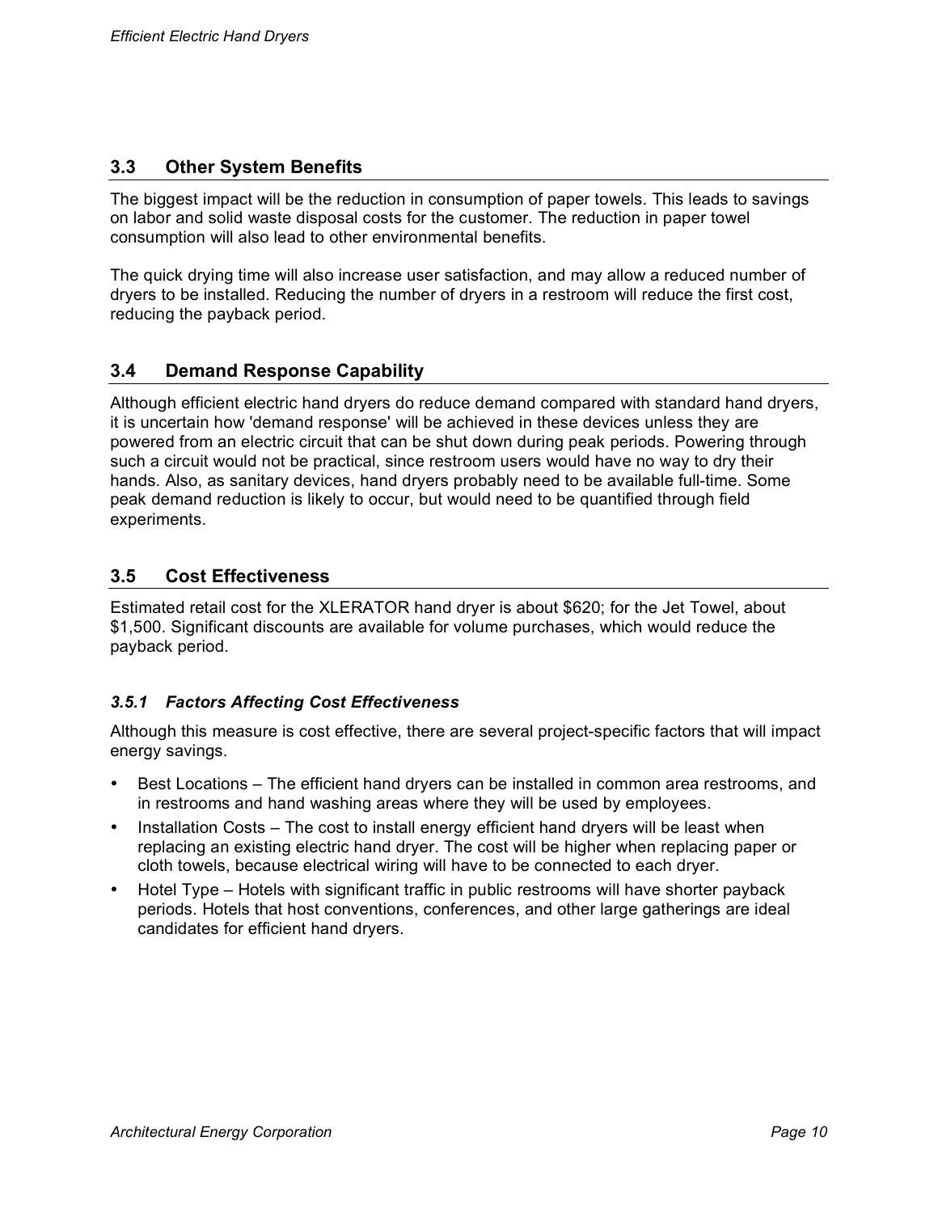## 3.3 Other System Benefits

The biggest impact will be the reduction in consumption of paper towels. This leads to savings on labor and solid waste disposal costs for the customer. The reduction in paper towel consumption will also lead to other environmental benefits.

The quick drying time will also increase user satisfaction, and may allow a reduced number of dryers to be installed. Reducing the number of dryers in a restroom will reduce the first cost, reducing the payback period.

## 3.4 Demand Response Capability

Although efficient electric hand dryers do reduce demand compared with standard hand dryers, it is uncertain how 'demand response' will be achieved in these devices unless they are powered from an electric circuit that can be shut down during peak periods. Powering through such a circuit would not be practical, since restroom users would have no way to dry their hands. Also, as sanitary devices, hand dryers probably need to be available full-time. Some peak demand reduction is likely to occur, but would need to be quantified through field experiments.

## 3.5 Cost Effectiveness

Estimated retail cost for the XLERATOR hand dryer is about $620; for the Jet Towel, about $1,500. Significant discounts are available for volume purchases, which would reduce the payback period.

### *3.5.1 Factors Affecting Cost Effectiveness*

Although this measure is cost effective, there are several project-specific factors that will impact energy savings.

- Best Locations – The efficient hand dryers can be installed in common area restrooms, and in restrooms and hand washing areas where they will be used by employees.
- Installation Costs – The cost to install energy efficient hand dryers will be least when replacing an existing electric hand dryer. The cost will be higher when replacing paper or cloth towels, because electrical wiring will have to be connected to each dryer.
- Hotel Type – Hotels with significant traffic in public restrooms will have shorter payback periods. Hotels that host conventions, conferences, and other large gatherings are ideal candidates for efficient hand dryers.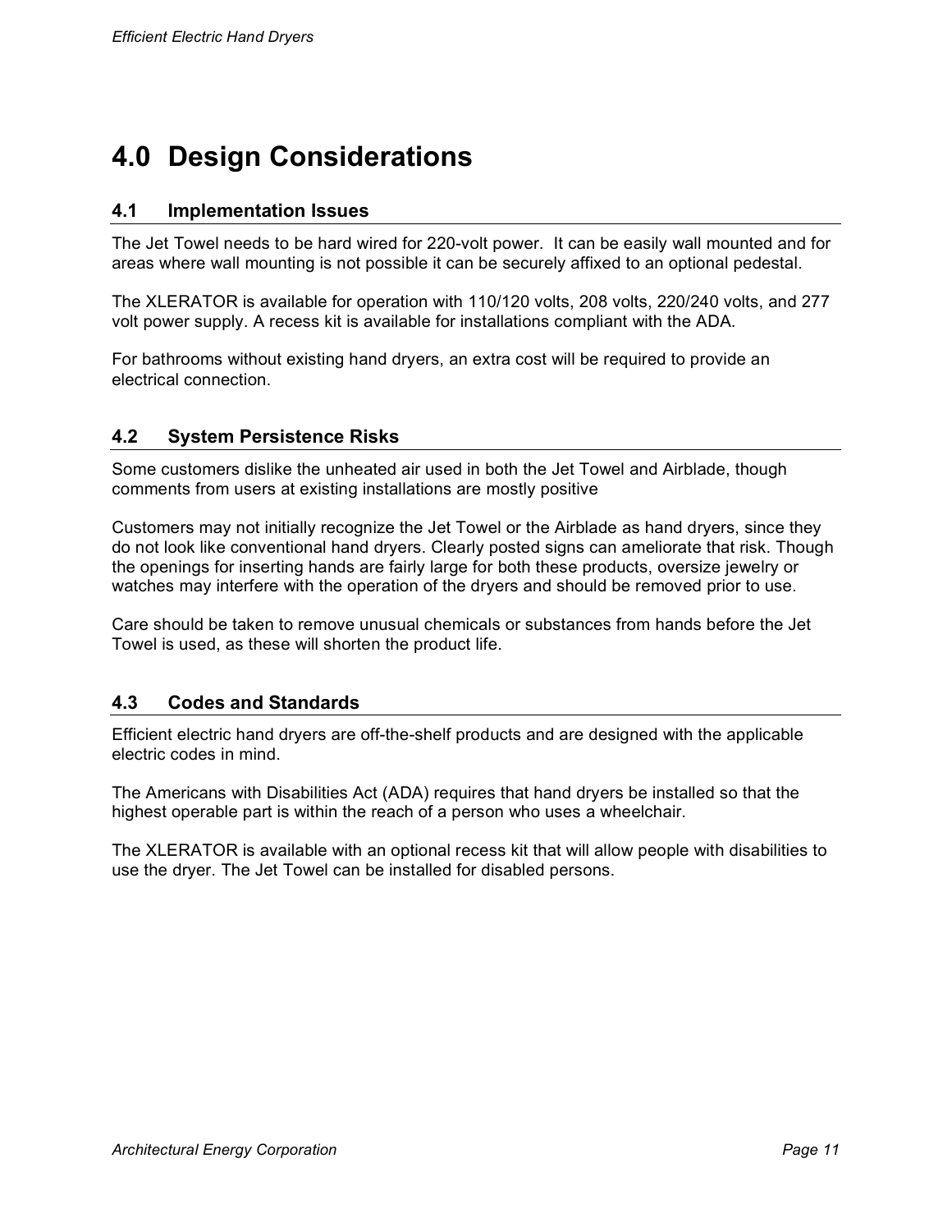# 4.0 Design Considerations

## 4.1 Implementation Issues

The Jet Towel needs to be hard wired for 220-volt power. It can be easily wall mounted and for areas where wall mounting is not possible it can be securely affixed to an optional pedestal.

The XLERATOR is available for operation with 110/120 volts, 208 volts, 220/240 volts, and 277 volt power supply. A recess kit is available for installations compliant with the ADA.

For bathrooms without existing hand dryers, an extra cost will be required to provide an electrical connection.

## 4.2 System Persistence Risks

Some customers dislike the unheated air used in both the Jet Towel and Airblade, though comments from users at existing installations are mostly positive

Customers may not initially recognize the Jet Towel or the Airblade as hand dryers, since they do not look like conventional hand dryers. Clearly posted signs can ameliorate that risk. Though the openings for inserting hands are fairly large for both these products, oversize jewelry or watches may interfere with the operation of the dryers and should be removed prior to use.

Care should be taken to remove unusual chemicals or substances from hands before the Jet Towel is used, as these will shorten the product life.

## 4.3 Codes and Standards

Efficient electric hand dryers are off-the-shelf products and are designed with the applicable electric codes in mind.

The Americans with Disabilities Act (ADA) requires that hand dryers be installed so that the highest operable part is within the reach of a person who uses a wheelchair.

The XLERATOR is available with an optional recess kit that will allow people with disabilities to use the dryer. The Jet Towel can be installed for disabled persons.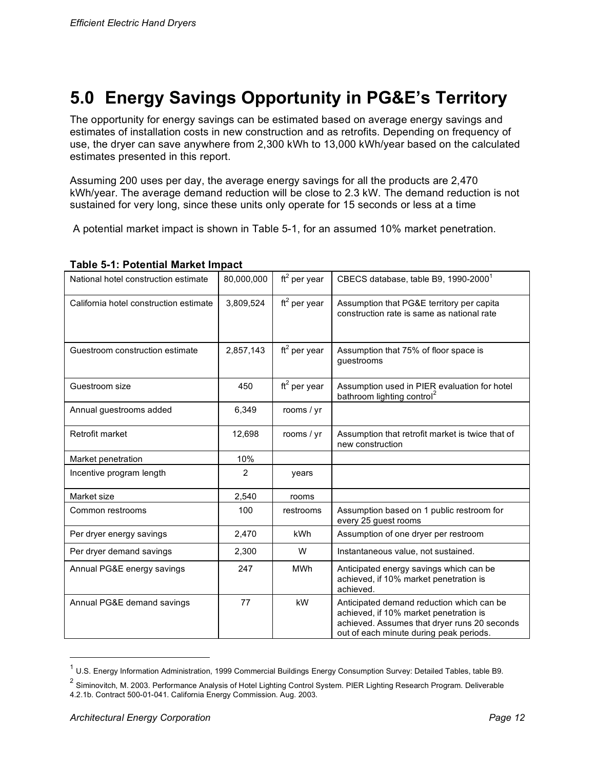# 5.0 Energy Savings Opportunity in PG&E's Territory

The opportunity for energy savings can be estimated based on average energy savings and estimates of installation costs in new construction and as retrofits. Depending on frequency of use, the dryer can save anywhere from 2,300 kWh to 13,000 kWh/year based on the calculated estimates presented in this report.

Assuming 200 uses per day, the average energy savings for all the products are 2,470 kWh/year. The average demand reduction will be close to 2.3 kW. The demand reduction is not sustained for very long, since these units only operate for 15 seconds or less at a time

A potential market impact is shown in Table 5-1, for an assumed 10% market penetration.

**Table 5-1: Potential Market Impact**

| | | | |
|---|---|---|---|
| National hotel construction estimate | 80,000,000 | $ft^2$ per year | CBECS database, table B9, 1990-2000[1] |
| California hotel construction estimate | 3,809,524 | $ft^2$ per year | Assumption that PG&E territory per capita construction rate is same as national rate |
| Guestroom construction estimate | 2,857,143 | $ft^2$ per year | Assumption that 75% of floor space is guestrooms |
| Guestroom size | 450 | $ft^2$ per year | Assumption used in PIER evaluation for hotel bathroom lighting control[2] |
| Annual guestrooms added | 6,349 | rooms / yr | |
| Retrofit market | 12,698 | rooms / yr | Assumption that retrofit market is twice that of new construction |
| Market penetration | 10% | | |
| Incentive program length | 2 | years | |
| Market size | 2,540 | rooms | |
| Common restrooms | 100 | restrooms | Assumption based on 1 public restroom for every 25 guest rooms |
| Per dryer energy savings | 2,470 | kWh | Assumption of one dryer per restroom |
| Per dryer demand savings | 2,300 | W | Instantaneous value, not sustained. |
| Annual PG&E energy savings | 247 | MWh | Anticipated energy savings which can be achieved, if 10% market penetration is achieved. |
| Annual PG&E demand savings | 77 | kW | Anticipated demand reduction which can be achieved, if 10% market penetration is achieved. Assumes that dryer runs 20 seconds out of each minute during peak periods. |

---

[1] U.S. Energy Information Administration, 1999 Commercial Buildings Energy Consumption Survey: Detailed Tables, table B9.

[2] Siminovitch, M. 2003. Performance Analysis of Hotel Lighting Control System. PIER Lighting Research Program. Deliverable 4.2.1b. Contract 500-01-041. California Energy Commission. Aug. 2003.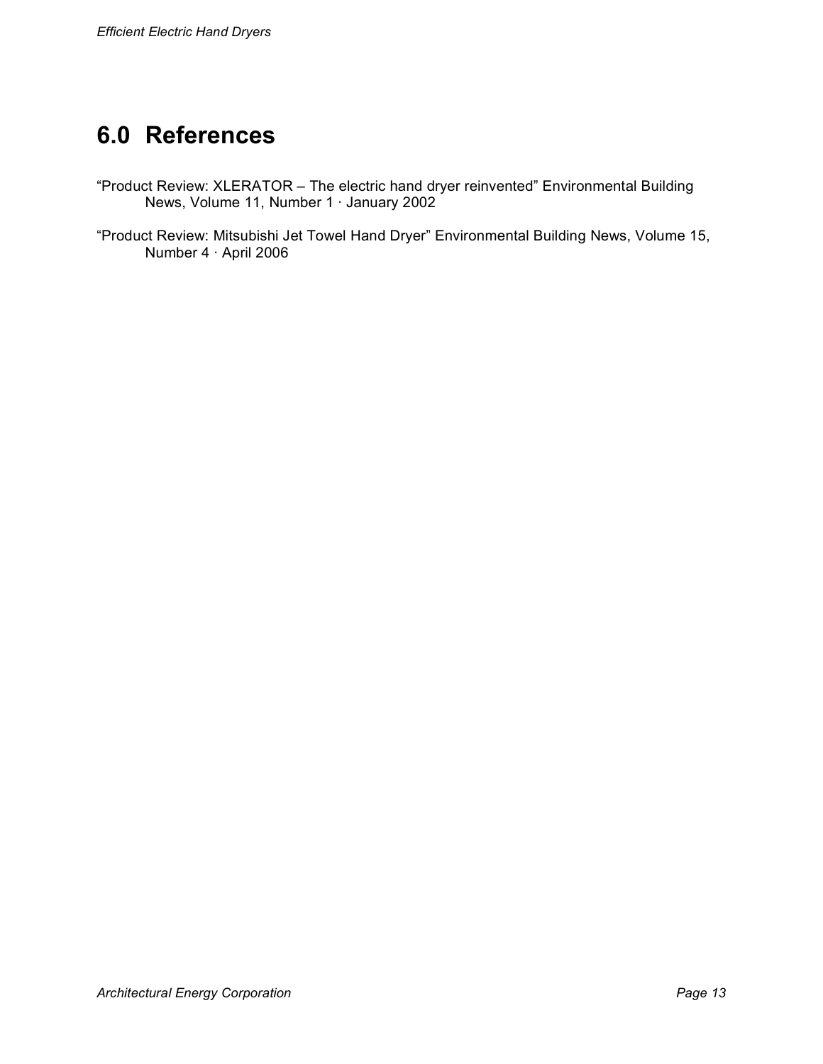# 6.0 References

"Product Review: XLERATOR – The electric hand dryer reinvented" Environmental Building News, Volume 11, Number 1 · January 2002

"Product Review: Mitsubishi Jet Towel Hand Dryer" Environmental Building News, Volume 15, Number 4 · April 2006